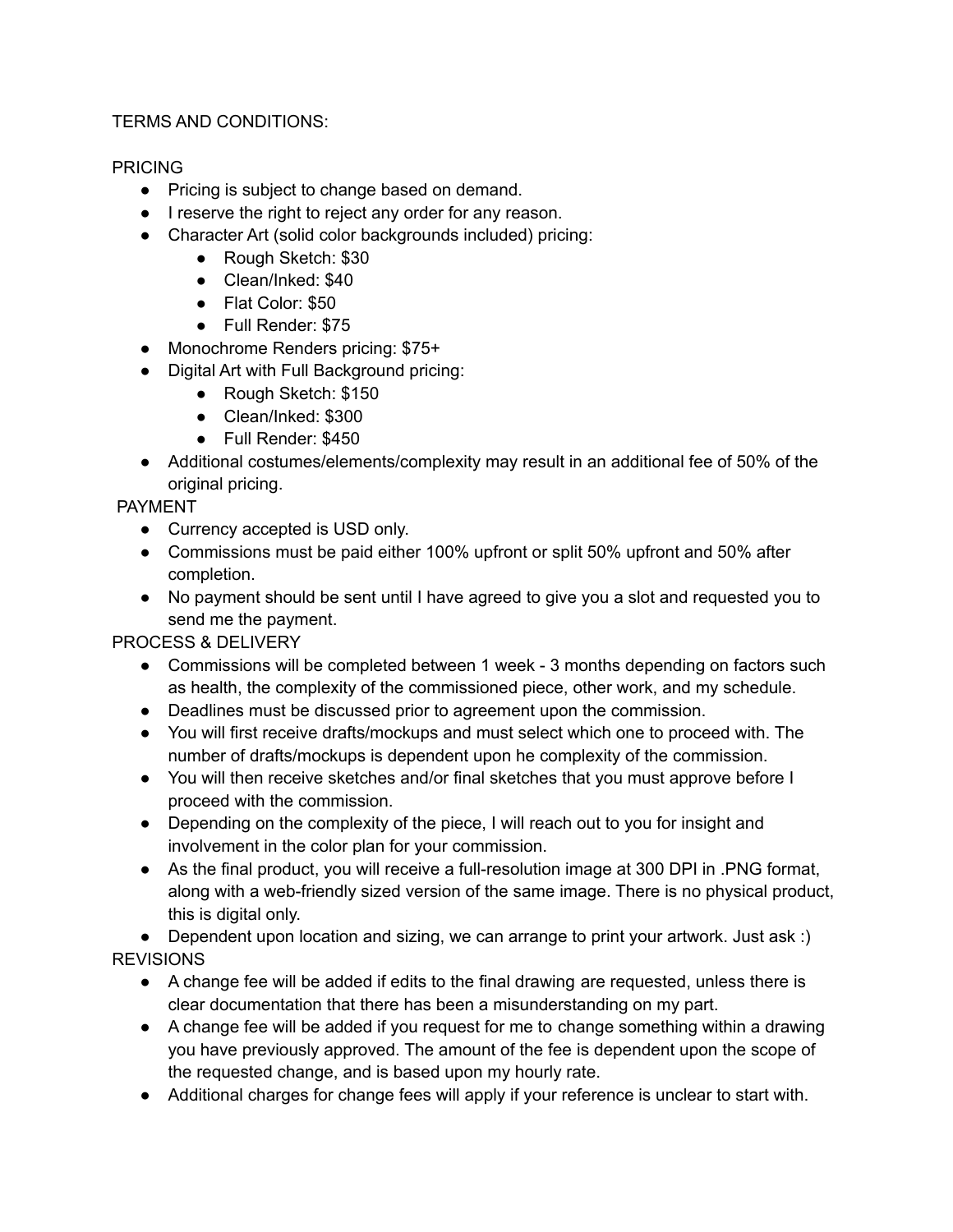TERMS AND CONDITIONS:

PRICING

- Pricing is subject to change based on demand.
- I reserve the right to reject any order for any reason.
- Character Art (solid color backgrounds included) pricing:
  - Rough Sketch: $30
  - Clean/Inked: $40
  - Flat Color: $50
  - Full Render: $75
- Monochrome Renders pricing: $75+
- Digital Art with Full Background pricing:
  - Rough Sketch: $150
  - Clean/Inked: $300
  - Full Render: $450
- Additional costumes/elements/complexity may result in an additional fee of 50% of the original pricing.

PAYMENT

- Currency accepted is USD only.
- Commissions must be paid either 100% upfront or split 50% upfront and 50% after completion.
- No payment should be sent until I have agreed to give you a slot and requested you to send me the payment.

PROCESS & DELIVERY

- Commissions will be completed between 1 week - 3 months depending on factors such as health, the complexity of the commissioned piece, other work, and my schedule.
- Deadlines must be discussed prior to agreement upon the commission.
- You will first receive drafts/mockups and must select which one to proceed with. The number of drafts/mockups is dependent upon he complexity of the commission.
- You will then receive sketches and/or final sketches that you must approve before I proceed with the commission.
- Depending on the complexity of the piece, I will reach out to you for insight and involvement in the color plan for your commission.
- As the final product, you will receive a full-resolution image at 300 DPI in .PNG format, along with a web-friendly sized version of the same image. There is no physical product, this is digital only.
- Dependent upon location and sizing, we can arrange to print your artwork. Just ask :)

REVISIONS

- A change fee will be added if edits to the final drawing are requested, unless there is clear documentation that there has been a misunderstanding on my part.
- A change fee will be added if you request for me to change something within a drawing you have previously approved. The amount of the fee is dependent upon the scope of the requested change, and is based upon my hourly rate.
- Additional charges for change fees will apply if your reference is unclear to start with.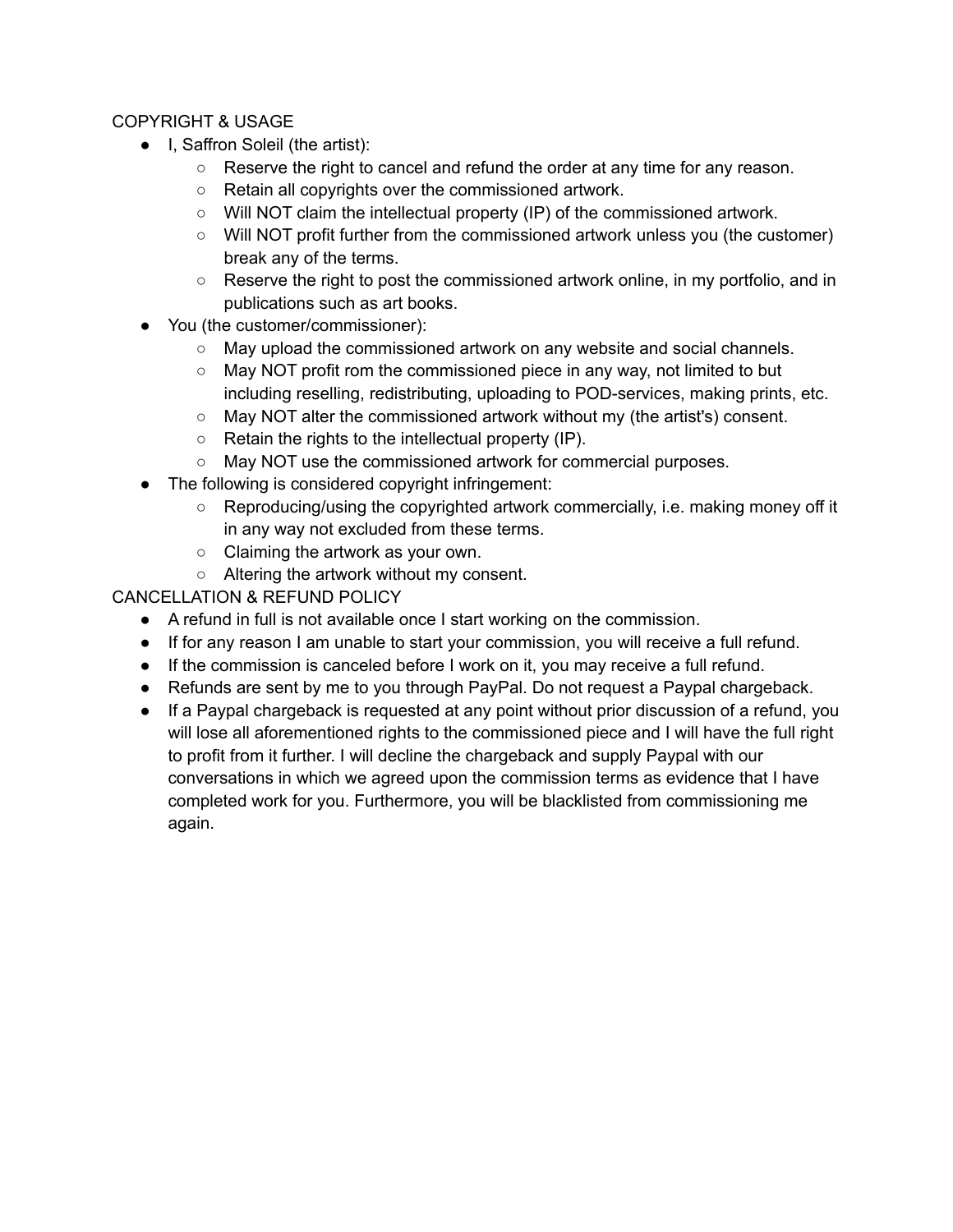## COPYRIGHT & USAGE

- I, Saffron Soleil (the artist):
  - Reserve the right to cancel and refund the order at any time for any reason.
  - Retain all copyrights over the commissioned artwork.
  - Will NOT claim the intellectual property (IP) of the commissioned artwork.
  - Will NOT profit further from the commissioned artwork unless you (the customer) break any of the terms.
  - Reserve the right to post the commissioned artwork online, in my portfolio, and in publications such as art books.
- You (the customer/commissioner):
  - May upload the commissioned artwork on any website and social channels.
  - May NOT profit rom the commissioned piece in any way, not limited to but including reselling, redistributing, uploading to POD-services, making prints, etc.
  - May NOT alter the commissioned artwork without my (the artist's) consent.
  - Retain the rights to the intellectual property (IP).
  - May NOT use the commissioned artwork for commercial purposes.
- The following is considered copyright infringement:
  - Reproducing/using the copyrighted artwork commercially, i.e. making money off it in any way not excluded from these terms.
  - Claiming the artwork as your own.
  - Altering the artwork without my consent.

## CANCELLATION & REFUND POLICY

- A refund in full is not available once I start working on the commission.
- If for any reason I am unable to start your commission, you will receive a full refund.
- If the commission is canceled before I work on it, you may receive a full refund.
- Refunds are sent by me to you through PayPal. Do not request a Paypal chargeback.
- If a Paypal chargeback is requested at any point without prior discussion of a refund, you will lose all aforementioned rights to the commissioned piece and I will have the full right to profit from it further. I will decline the chargeback and supply Paypal with our conversations in which we agreed upon the commission terms as evidence that I have completed work for you. Furthermore, you will be blacklisted from commissioning me again.